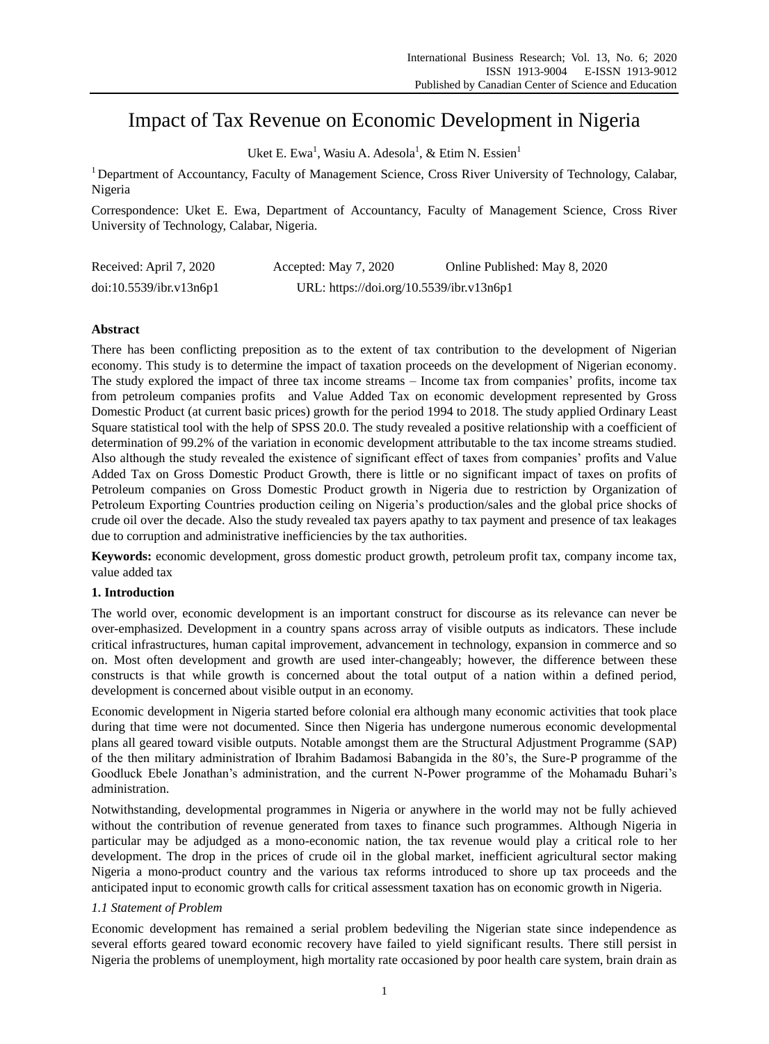# Impact of Tax Revenue on Economic Development in Nigeria

Uket E. Ewa[1], Wasiu A. Adesola[1], & Etim N. Essien[1]

[1] Department of Accountancy, Faculty of Management Science, Cross River University of Technology, Calabar, Nigeria

Correspondence: Uket E. Ewa, Department of Accountancy, Faculty of Management Science, Cross River University of Technology, Calabar, Nigeria.

Received: April 7, 2020 Accepted: May 7, 2020 Online Published: May 8, 2020

doi:10.5539/ibr.v13n6p1 URL: https://doi.org/10.5539/ibr.v13n6p1

**Abstract**

There has been conflicting preposition as to the extent of tax contribution to the development of Nigerian economy. This study is to determine the impact of taxation proceeds on the development of Nigerian economy. The study explored the impact of three tax income streams – Income tax from companies' profits, income tax from petroleum companies profits and Value Added Tax on economic development represented by Gross Domestic Product (at current basic prices) growth for the period 1994 to 2018. The study applied Ordinary Least Square statistical tool with the help of SPSS 20.0. The study revealed a positive relationship with a coefficient of determination of 99.2% of the variation in economic development attributable to the tax income streams studied. Also although the study revealed the existence of significant effect of taxes from companies' profits and Value Added Tax on Gross Domestic Product Growth, there is little or no significant impact of taxes on profits of Petroleum companies on Gross Domestic Product growth in Nigeria due to restriction by Organization of Petroleum Exporting Countries production ceiling on Nigeria's production/sales and the global price shocks of crude oil over the decade. Also the study revealed tax payers apathy to tax payment and presence of tax leakages due to corruption and administrative inefficiencies by the tax authorities.

**Keywords:** economic development, gross domestic product growth, petroleum profit tax, company income tax, value added tax

## 1. Introduction

The world over, economic development is an important construct for discourse as its relevance can never be over-emphasized. Development in a country spans across array of visible outputs as indicators. These include critical infrastructures, human capital improvement, advancement in technology, expansion in commerce and so on. Most often development and growth are used inter-changeably; however, the difference between these constructs is that while growth is concerned about the total output of a nation within a defined period, development is concerned about visible output in an economy.

Economic development in Nigeria started before colonial era although many economic activities that took place during that time were not documented. Since then Nigeria has undergone numerous economic developmental plans all geared toward visible outputs. Notable amongst them are the Structural Adjustment Programme (SAP) of the then military administration of Ibrahim Badamosi Babangida in the 80's, the Sure-P programme of the Goodluck Ebele Jonathan's administration, and the current N-Power programme of the Mohamadu Buhari's administration.

Notwithstanding, developmental programmes in Nigeria or anywhere in the world may not be fully achieved without the contribution of revenue generated from taxes to finance such programmes. Although Nigeria in particular may be adjudged as a mono-economic nation, the tax revenue would play a critical role to her development. The drop in the prices of crude oil in the global market, inefficient agricultural sector making Nigeria a mono-product country and the various tax reforms introduced to shore up tax proceeds and the anticipated input to economic growth calls for critical assessment taxation has on economic growth in Nigeria.

### *1.1 Statement of Problem*

Economic development has remained a serial problem bedeviling the Nigerian state since independence as several efforts geared toward economic recovery have failed to yield significant results. There still persist in Nigeria the problems of unemployment, high mortality rate occasioned by poor health care system, brain drain as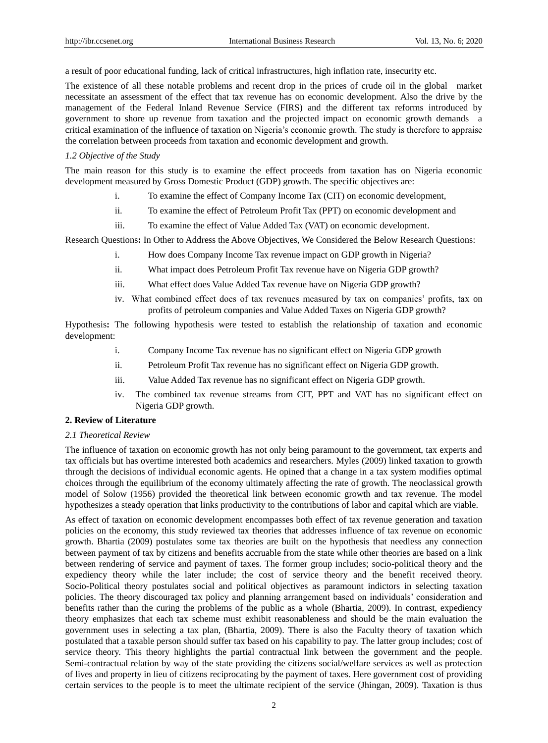a result of poor educational funding, lack of critical infrastructures, high inflation rate, insecurity etc.

The existence of all these notable problems and recent drop in the prices of crude oil in the global market necessitate an assessment of the effect that tax revenue has on economic development. Also the drive by the management of the Federal Inland Revenue Service (FIRS) and the different tax reforms introduced by government to shore up revenue from taxation and the projected impact on economic growth demands a critical examination of the influence of taxation on Nigeria's economic growth. The study is therefore to appraise the correlation between proceeds from taxation and economic development and growth.

### *1.2 Objective of the Study*

The main reason for this study is to examine the effect proceeds from taxation has on Nigeria economic development measured by Gross Domestic Product (GDP) growth. The specific objectives are:

i. To examine the effect of Company Income Tax (CIT) on economic development,

ii. To examine the effect of Petroleum Profit Tax (PPT) on economic development and

iii. To examine the effect of Value Added Tax (VAT) on economic development.

Research Questions**:** In Other to Address the Above Objectives, We Considered the Below Research Questions:

i. How does Company Income Tax revenue impact on GDP growth in Nigeria?

ii. What impact does Petroleum Profit Tax revenue have on Nigeria GDP growth?

iii. What effect does Value Added Tax revenue have on Nigeria GDP growth?

iv. What combined effect does of tax revenues measured by tax on companies' profits, tax on profits of petroleum companies and Value Added Taxes on Nigeria GDP growth?

Hypothesis**:** The following hypothesis were tested to establish the relationship of taxation and economic development:

i. Company Income Tax revenue has no significant effect on Nigeria GDP growth

ii. Petroleum Profit Tax revenue has no significant effect on Nigeria GDP growth.

iii. Value Added Tax revenue has no significant effect on Nigeria GDP growth.

iv. The combined tax revenue streams from CIT, PPT and VAT has no significant effect on Nigeria GDP growth.

## **2. Review of Literature**

### *2.1 Theoretical Review*

The influence of taxation on economic growth has not only being paramount to the government, tax experts and tax officials but has overtime interested both academics and researchers. Myles (2009) linked taxation to growth through the decisions of individual economic agents. He opined that a change in a tax system modifies optimal choices through the equilibrium of the economy ultimately affecting the rate of growth. The neoclassical growth model of Solow (1956) provided the theoretical link between economic growth and tax revenue. The model hypothesizes a steady operation that links productivity to the contributions of labor and capital which are viable.

As effect of taxation on economic development encompasses both effect of tax revenue generation and taxation policies on the economy, this study reviewed tax theories that addresses influence of tax revenue on economic growth. Bhartia (2009) postulates some tax theories are built on the hypothesis that needless any connection between payment of tax by citizens and benefits accruable from the state while other theories are based on a link between rendering of service and payment of taxes. The former group includes; socio-political theory and the expediency theory while the later include; the cost of service theory and the benefit received theory. Socio-Political theory postulates social and political objectives as paramount indictors in selecting taxation policies. The theory discouraged tax policy and planning arrangement based on individuals' consideration and benefits rather than the curing the problems of the public as a whole (Bhartia, 2009). In contrast, expediency theory emphasizes that each tax scheme must exhibit reasonableness and should be the main evaluation the government uses in selecting a tax plan, (Bhartia, 2009). There is also the Faculty theory of taxation which postulated that a taxable person should suffer tax based on his capability to pay. The latter group includes; cost of service theory. This theory highlights the partial contractual link between the government and the people. Semi-contractual relation by way of the state providing the citizens social/welfare services as well as protection of lives and property in lieu of citizens reciprocating by the payment of taxes. Here government cost of providing certain services to the people is to meet the ultimate recipient of the service (Jhingan, 2009). Taxation is thus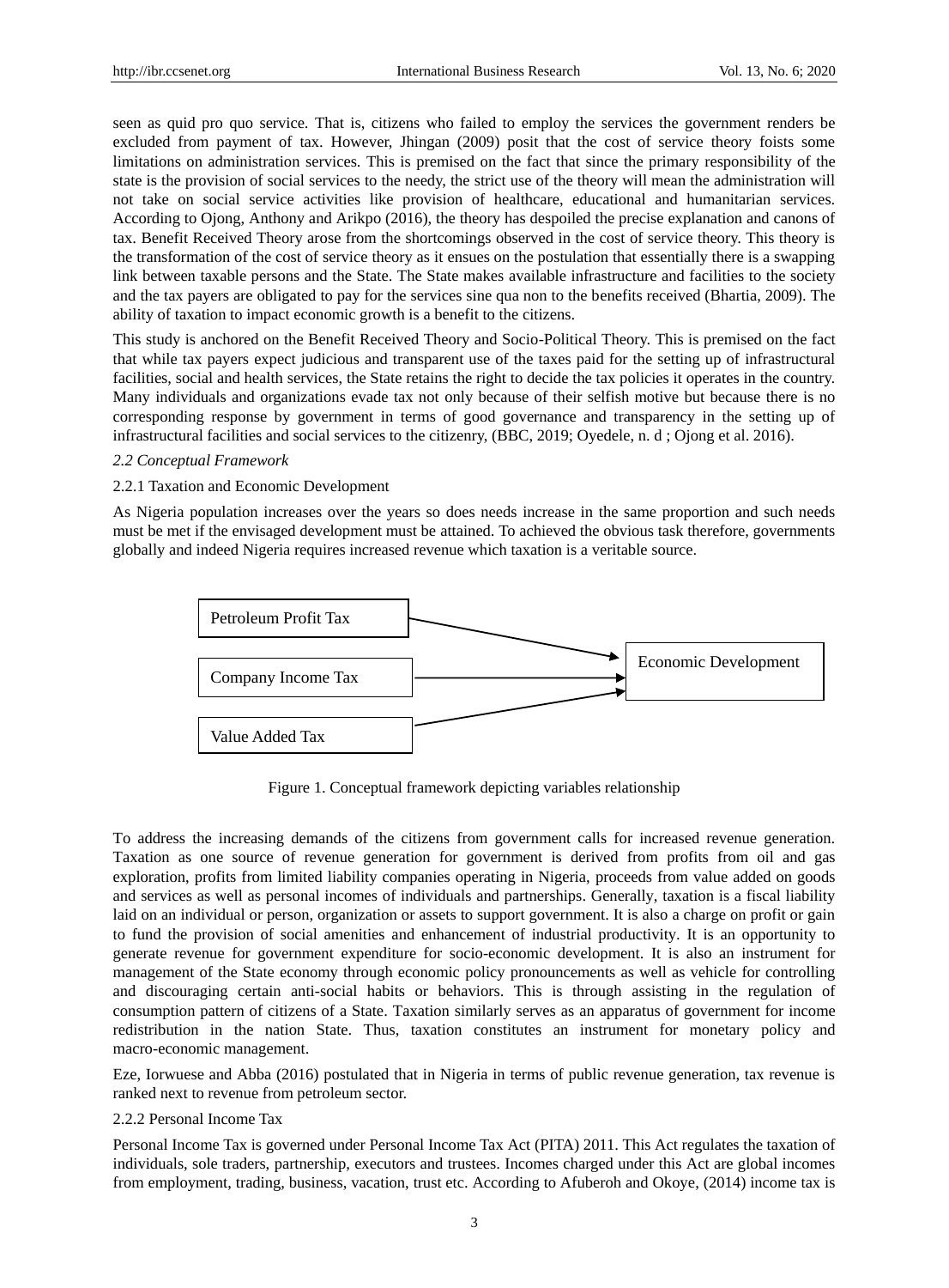seen as quid pro quo service. That is, citizens who failed to employ the services the government renders be excluded from payment of tax. However, Jhingan (2009) posit that the cost of service theory foists some limitations on administration services. This is premised on the fact that since the primary responsibility of the state is the provision of social services to the needy, the strict use of the theory will mean the administration will not take on social service activities like provision of healthcare, educational and humanitarian services. According to Ojong, Anthony and Arikpo (2016), the theory has despoiled the precise explanation and canons of tax. Benefit Received Theory arose from the shortcomings observed in the cost of service theory. This theory is the transformation of the cost of service theory as it ensues on the postulation that essentially there is a swapping link between taxable persons and the State. The State makes available infrastructure and facilities to the society and the tax payers are obligated to pay for the services sine qua non to the benefits received (Bhartia, 2009). The ability of taxation to impact economic growth is a benefit to the citizens.

This study is anchored on the Benefit Received Theory and Socio-Political Theory. This is premised on the fact that while tax payers expect judicious and transparent use of the taxes paid for the setting up of infrastructural facilities, social and health services, the State retains the right to decide the tax policies it operates in the country. Many individuals and organizations evade tax not only because of their selfish motive but because there is no corresponding response by government in terms of good governance and transparency in the setting up of infrastructural facilities and social services to the citizenry, (BBC, 2019; Oyedele, n. d ; Ojong et al. 2016).

### *2.2 Conceptual Framework*

#### 2.2.1 Taxation and Economic Development

As Nigeria population increases over the years so does needs increase in the same proportion and such needs must be met if the envisaged development must be attained. To achieved the obvious task therefore, governments globally and indeed Nigeria requires increased revenue which taxation is a veritable source.

Petroleum Profit Tax → Economic Development
Company Income Tax → Economic Development
Value Added Tax → Economic Development

Figure 1. Conceptual framework depicting variables relationship

To address the increasing demands of the citizens from government calls for increased revenue generation. Taxation as one source of revenue generation for government is derived from profits from oil and gas exploration, profits from limited liability companies operating in Nigeria, proceeds from value added on goods and services as well as personal incomes of individuals and partnerships. Generally, taxation is a fiscal liability laid on an individual or person, organization or assets to support government. It is also a charge on profit or gain to fund the provision of social amenities and enhancement of industrial productivity. It is an opportunity to generate revenue for government expenditure for socio-economic development. It is also an instrument for management of the State economy through economic policy pronouncements as well as vehicle for controlling and discouraging certain anti-social habits or behaviors. This is through assisting in the regulation of consumption pattern of citizens of a State. Taxation similarly serves as an apparatus of government for income redistribution in the nation State. Thus, taxation constitutes an instrument for monetary policy and macro-economic management.

Eze, Iorwuese and Abba (2016) postulated that in Nigeria in terms of public revenue generation, tax revenue is ranked next to revenue from petroleum sector.

#### 2.2.2 Personal Income Tax

Personal Income Tax is governed under Personal Income Tax Act (PITA) 2011. This Act regulates the taxation of individuals, sole traders, partnership, executors and trustees. Incomes charged under this Act are global incomes from employment, trading, business, vacation, trust etc. According to Afuberoh and Okoye, (2014) income tax is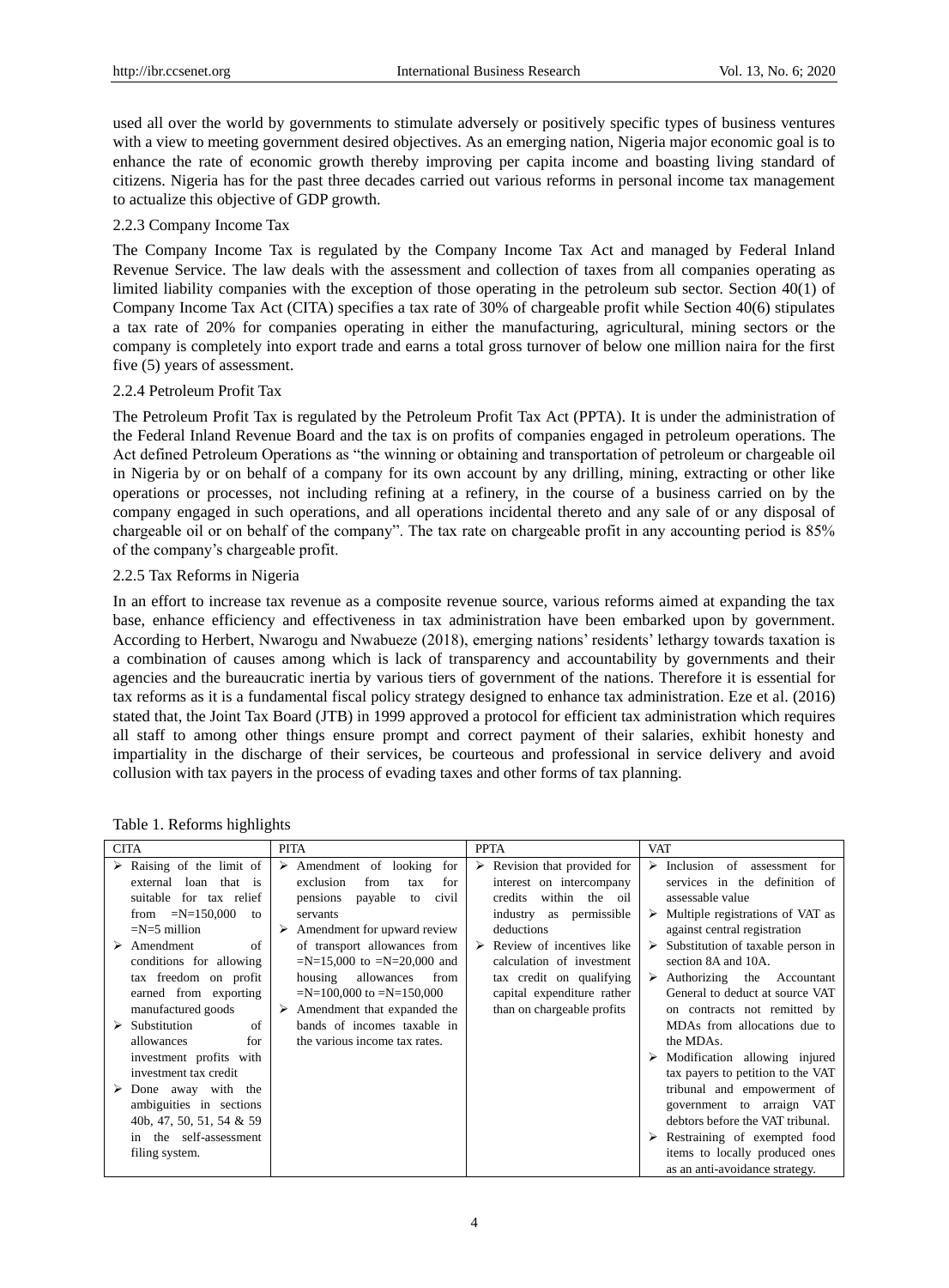used all over the world by governments to stimulate adversely or positively specific types of business ventures with a view to meeting government desired objectives. As an emerging nation, Nigeria major economic goal is to enhance the rate of economic growth thereby improving per capita income and boasting living standard of citizens. Nigeria has for the past three decades carried out various reforms in personal income tax management to actualize this objective of GDP growth.

### 2.2.3 Company Income Tax

The Company Income Tax is regulated by the Company Income Tax Act and managed by Federal Inland Revenue Service. The law deals with the assessment and collection of taxes from all companies operating as limited liability companies with the exception of those operating in the petroleum sub sector. Section 40(1) of Company Income Tax Act (CITA) specifies a tax rate of 30% of chargeable profit while Section 40(6) stipulates a tax rate of 20% for companies operating in either the manufacturing, agricultural, mining sectors or the company is completely into export trade and earns a total gross turnover of below one million naira for the first five (5) years of assessment.

### 2.2.4 Petroleum Profit Tax

The Petroleum Profit Tax is regulated by the Petroleum Profit Tax Act (PPTA). It is under the administration of the Federal Inland Revenue Board and the tax is on profits of companies engaged in petroleum operations. The Act defined Petroleum Operations as "the winning or obtaining and transportation of petroleum or chargeable oil in Nigeria by or on behalf of a company for its own account by any drilling, mining, extracting or other like operations or processes, not including refining at a refinery, in the course of a business carried on by the company engaged in such operations, and all operations incidental thereto and any sale of or any disposal of chargeable oil or on behalf of the company". The tax rate on chargeable profit in any accounting period is 85% of the company's chargeable profit.

### 2.2.5 Tax Reforms in Nigeria

In an effort to increase tax revenue as a composite revenue source, various reforms aimed at expanding the tax base, enhance efficiency and effectiveness in tax administration have been embarked upon by government. According to Herbert, Nwarogu and Nwabueze (2018), emerging nations' residents' lethargy towards taxation is a combination of causes among which is lack of transparency and accountability by governments and their agencies and the bureaucratic inertia by various tiers of government of the nations. Therefore it is essential for tax reforms as it is a fundamental fiscal policy strategy designed to enhance tax administration. Eze et al. (2016) stated that, the Joint Tax Board (JTB) in 1999 approved a protocol for efficient tax administration which requires all staff to among other things ensure prompt and correct payment of their salaries, exhibit honesty and impartiality in the discharge of their services, be courteous and professional in service delivery and avoid collusion with tax payers in the process of evading taxes and other forms of tax planning.

Table 1. Reforms highlights

| CITA | PITA | PPTA | VAT |
|---|---|---|---|
| ➢ Raising of the limit of external loan that is suitable for tax relief from =N=150,000 to =N=5 million<br>➢ Amendment of conditions for allowing tax freedom on profit earned from exporting manufactured goods<br>➢ Substitution of allowances for investment profits with investment tax credit<br>➢ Done away with the ambiguities in sections 40b, 47, 50, 51, 54 & 59 in the self-assessment filing system. | ➢ Amendment of looking for exclusion from tax for pensions payable to civil servants<br>➢ Amendment for upward review of transport allowances from =N=15,000 to =N=20,000 and housing allowances from =N=100,000 to =N=150,000<br>➢ Amendment that expanded the bands of incomes taxable in the various income tax rates. | ➢ Revision that provided for interest on intercompany credits within the oil industry as permissible deductions<br>➢ Review of incentives like calculation of investment tax credit on qualifying capital expenditure rather than on chargeable profits | ➢ Inclusion of assessment for services in the definition of assessable value<br>➢ Multiple registrations of VAT as against central registration<br>➢ Substitution of taxable person in section 8A and 10A.<br>➢ Authorizing the Accountant General to deduct at source VAT on contracts not remitted by MDAs from allocations due to the MDAs.<br>➢ Modification allowing injured tax payers to petition to the VAT tribunal and empowerment of government to arraign VAT debtors before the VAT tribunal.<br>➢ Restraining of exempted food items to locally produced ones as an anti-avoidance strategy. |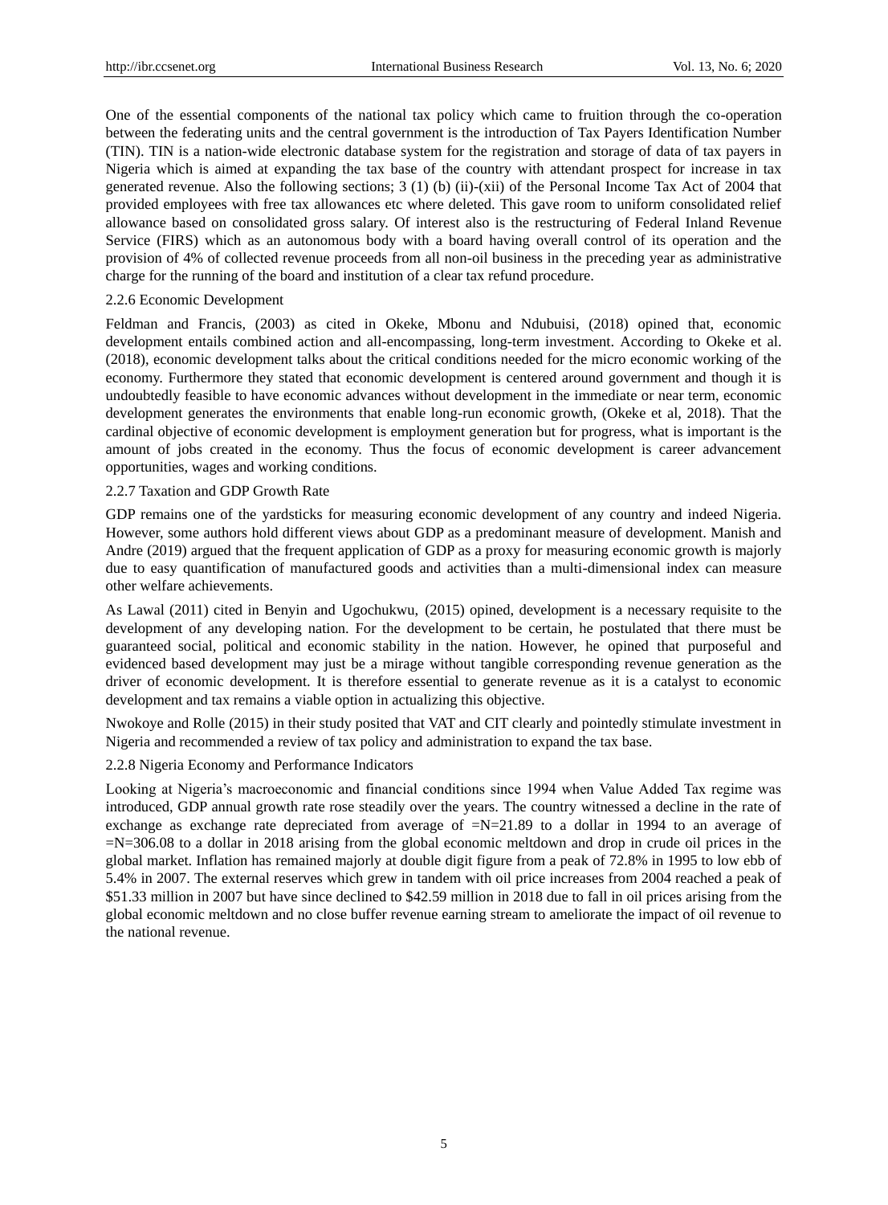One of the essential components of the national tax policy which came to fruition through the co-operation between the federating units and the central government is the introduction of Tax Payers Identification Number (TIN). TIN is a nation-wide electronic database system for the registration and storage of data of tax payers in Nigeria which is aimed at expanding the tax base of the country with attendant prospect for increase in tax generated revenue. Also the following sections; 3 (1) (b) (ii)-(xii) of the Personal Income Tax Act of 2004 that provided employees with free tax allowances etc where deleted. This gave room to uniform consolidated relief allowance based on consolidated gross salary. Of interest also is the restructuring of Federal Inland Revenue Service (FIRS) which as an autonomous body with a board having overall control of its operation and the provision of 4% of collected revenue proceeds from all non-oil business in the preceding year as administrative charge for the running of the board and institution of a clear tax refund procedure.

### 2.2.6 Economic Development

Feldman and Francis, (2003) as cited in Okeke, Mbonu and Ndubuisi, (2018) opined that, economic development entails combined action and all-encompassing, long-term investment. According to Okeke et al. (2018), economic development talks about the critical conditions needed for the micro economic working of the economy. Furthermore they stated that economic development is centered around government and though it is undoubtedly feasible to have economic advances without development in the immediate or near term, economic development generates the environments that enable long-run economic growth, (Okeke et al, 2018). That the cardinal objective of economic development is employment generation but for progress, what is important is the amount of jobs created in the economy. Thus the focus of economic development is career advancement opportunities, wages and working conditions.

### 2.2.7 Taxation and GDP Growth Rate

GDP remains one of the yardsticks for measuring economic development of any country and indeed Nigeria. However, some authors hold different views about GDP as a predominant measure of development. Manish and Andre (2019) argued that the frequent application of GDP as a proxy for measuring economic growth is majorly due to easy quantification of manufactured goods and activities than a multi-dimensional index can measure other welfare achievements.

As Lawal (2011) cited in Benyin and Ugochukwu, (2015) opined, development is a necessary requisite to the development of any developing nation. For the development to be certain, he postulated that there must be guaranteed social, political and economic stability in the nation. However, he opined that purposeful and evidenced based development may just be a mirage without tangible corresponding revenue generation as the driver of economic development. It is therefore essential to generate revenue as it is a catalyst to economic development and tax remains a viable option in actualizing this objective.

Nwokoye and Rolle (2015) in their study posited that VAT and CIT clearly and pointedly stimulate investment in Nigeria and recommended a review of tax policy and administration to expand the tax base.

### 2.2.8 Nigeria Economy and Performance Indicators

Looking at Nigeria's macroeconomic and financial conditions since 1994 when Value Added Tax regime was introduced, GDP annual growth rate rose steadily over the years. The country witnessed a decline in the rate of exchange as exchange rate depreciated from average of =N=21.89 to a dollar in 1994 to an average of =N=306.08 to a dollar in 2018 arising from the global economic meltdown and drop in crude oil prices in the global market. Inflation has remained majorly at double digit figure from a peak of 72.8% in 1995 to low ebb of 5.4% in 2007. The external reserves which grew in tandem with oil price increases from 2004 reached a peak of $51.33 million in 2007 but have since declined to $42.59 million in 2018 due to fall in oil prices arising from the global economic meltdown and no close buffer revenue earning stream to ameliorate the impact of oil revenue to the national revenue.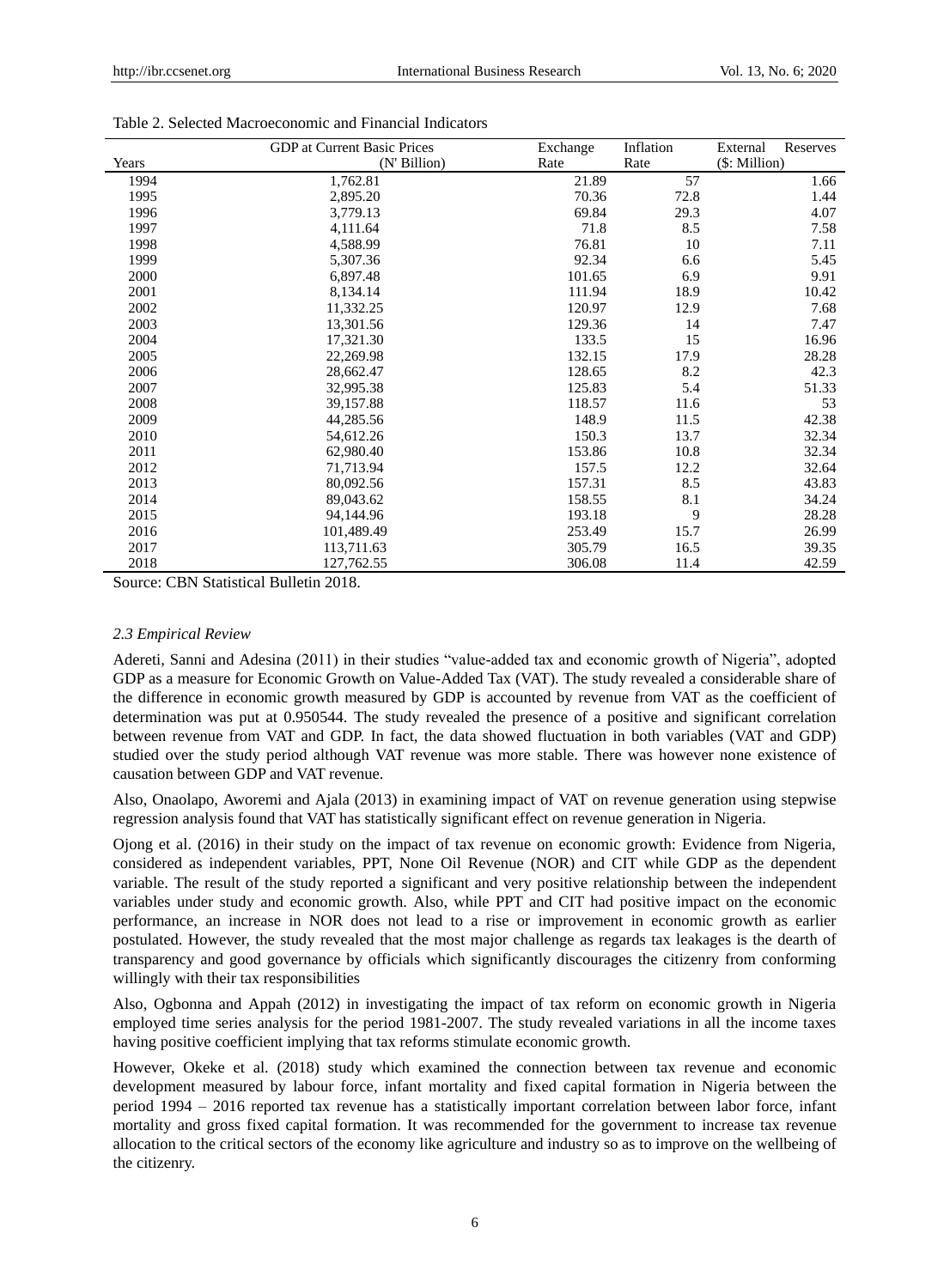Table 2. Selected Macroeconomic and Financial Indicators

| Years | GDP at Current Basic Prices (N' Billion) | Exchange Rate | Inflation Rate | External Reserves ($: Million) |
|---|---|---|---|---|
| 1994 | 1,762.81 | 21.89 | 57 | 1.66 |
| 1995 | 2,895.20 | 70.36 | 72.8 | 1.44 |
| 1996 | 3,779.13 | 69.84 | 29.3 | 4.07 |
| 1997 | 4,111.64 | 71.8 | 8.5 | 7.58 |
| 1998 | 4,588.99 | 76.81 | 10 | 7.11 |
| 1999 | 5,307.36 | 92.34 | 6.6 | 5.45 |
| 2000 | 6,897.48 | 101.65 | 6.9 | 9.91 |
| 2001 | 8,134.14 | 111.94 | 18.9 | 10.42 |
| 2002 | 11,332.25 | 120.97 | 12.9 | 7.68 |
| 2003 | 13,301.56 | 129.36 | 14 | 7.47 |
| 2004 | 17,321.30 | 133.5 | 15 | 16.96 |
| 2005 | 22,269.98 | 132.15 | 17.9 | 28.28 |
| 2006 | 28,662.47 | 128.65 | 8.2 | 42.3 |
| 2007 | 32,995.38 | 125.83 | 5.4 | 51.33 |
| 2008 | 39,157.88 | 118.57 | 11.6 | 53 |
| 2009 | 44,285.56 | 148.9 | 11.5 | 42.38 |
| 2010 | 54,612.26 | 150.3 | 13.7 | 32.34 |
| 2011 | 62,980.40 | 153.86 | 10.8 | 32.34 |
| 2012 | 71,713.94 | 157.5 | 12.2 | 32.64 |
| 2013 | 80,092.56 | 157.31 | 8.5 | 43.83 |
| 2014 | 89,043.62 | 158.55 | 8.1 | 34.24 |
| 2015 | 94,144.96 | 193.18 | 9 | 28.28 |
| 2016 | 101,489.49 | 253.49 | 15.7 | 26.99 |
| 2017 | 113,711.63 | 305.79 | 16.5 | 39.35 |
| 2018 | 127,762.55 | 306.08 | 11.4 | 42.59 |

Source: CBN Statistical Bulletin 2018.

### *2.3 Empirical Review*

Adereti, Sanni and Adesina (2011) in their studies "value-added tax and economic growth of Nigeria", adopted GDP as a measure for Economic Growth on Value-Added Tax (VAT). The study revealed a considerable share of the difference in economic growth measured by GDP is accounted by revenue from VAT as the coefficient of determination was put at 0.950544. The study revealed the presence of a positive and significant correlation between revenue from VAT and GDP. In fact, the data showed fluctuation in both variables (VAT and GDP) studied over the study period although VAT revenue was more stable. There was however none existence of causation between GDP and VAT revenue.

Also, Onaolapo, Aworemi and Ajala (2013) in examining impact of VAT on revenue generation using stepwise regression analysis found that VAT has statistically significant effect on revenue generation in Nigeria.

Ojong et al. (2016) in their study on the impact of tax revenue on economic growth: Evidence from Nigeria, considered as independent variables, PPT, None Oil Revenue (NOR) and CIT while GDP as the dependent variable. The result of the study reported a significant and very positive relationship between the independent variables under study and economic growth. Also, while PPT and CIT had positive impact on the economic performance, an increase in NOR does not lead to a rise or improvement in economic growth as earlier postulated. However, the study revealed that the most major challenge as regards tax leakages is the dearth of transparency and good governance by officials which significantly discourages the citizenry from conforming willingly with their tax responsibilities

Also, Ogbonna and Appah (2012) in investigating the impact of tax reform on economic growth in Nigeria employed time series analysis for the period 1981-2007. The study revealed variations in all the income taxes having positive coefficient implying that tax reforms stimulate economic growth.

However, Okeke et al. (2018) study which examined the connection between tax revenue and economic development measured by labour force, infant mortality and fixed capital formation in Nigeria between the period 1994 – 2016 reported tax revenue has a statistically important correlation between labor force, infant mortality and gross fixed capital formation. It was recommended for the government to increase tax revenue allocation to the critical sectors of the economy like agriculture and industry so as to improve on the wellbeing of the citizenry.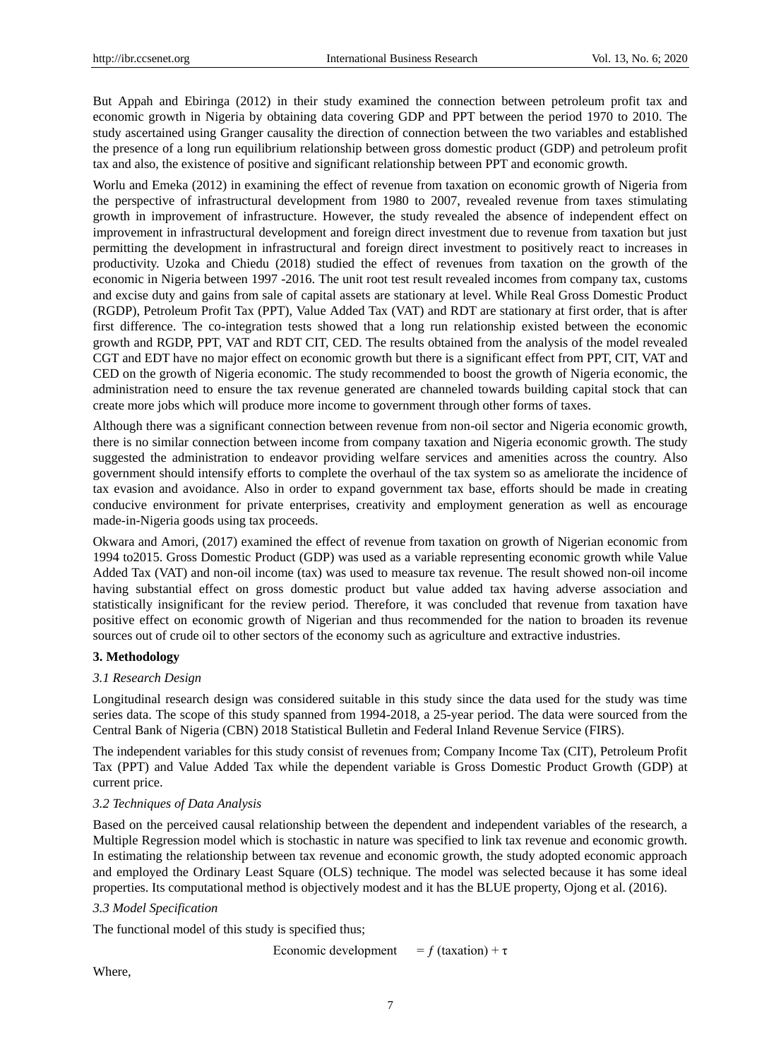But Appah and Ebiringa (2012) in their study examined the connection between petroleum profit tax and economic growth in Nigeria by obtaining data covering GDP and PPT between the period 1970 to 2010. The study ascertained using Granger causality the direction of connection between the two variables and established the presence of a long run equilibrium relationship between gross domestic product (GDP) and petroleum profit tax and also, the existence of positive and significant relationship between PPT and economic growth.

Worlu and Emeka (2012) in examining the effect of revenue from taxation on economic growth of Nigeria from the perspective of infrastructural development from 1980 to 2007, revealed revenue from taxes stimulating growth in improvement of infrastructure. However, the study revealed the absence of independent effect on improvement in infrastructural development and foreign direct investment due to revenue from taxation but just permitting the development in infrastructural and foreign direct investment to positively react to increases in productivity. Uzoka and Chiedu (2018) studied the effect of revenues from taxation on the growth of the economic in Nigeria between 1997 -2016. The unit root test result revealed incomes from company tax, customs and excise duty and gains from sale of capital assets are stationary at level. While Real Gross Domestic Product (RGDP), Petroleum Profit Tax (PPT), Value Added Tax (VAT) and RDT are stationary at first order, that is after first difference. The co-integration tests showed that a long run relationship existed between the economic growth and RGDP, PPT, VAT and RDT CIT, CED. The results obtained from the analysis of the model revealed CGT and EDT have no major effect on economic growth but there is a significant effect from PPT, CIT, VAT and CED on the growth of Nigeria economic. The study recommended to boost the growth of Nigeria economic, the administration need to ensure the tax revenue generated are channeled towards building capital stock that can create more jobs which will produce more income to government through other forms of taxes.

Although there was a significant connection between revenue from non-oil sector and Nigeria economic growth, there is no similar connection between income from company taxation and Nigeria economic growth. The study suggested the administration to endeavor providing welfare services and amenities across the country. Also government should intensify efforts to complete the overhaul of the tax system so as ameliorate the incidence of tax evasion and avoidance. Also in order to expand government tax base, efforts should be made in creating conducive environment for private enterprises, creativity and employment generation as well as encourage made-in-Nigeria goods using tax proceeds.

Okwara and Amori, (2017) examined the effect of revenue from taxation on growth of Nigerian economic from 1994 to2015. Gross Domestic Product (GDP) was used as a variable representing economic growth while Value Added Tax (VAT) and non-oil income (tax) was used to measure tax revenue. The result showed non-oil income having substantial effect on gross domestic product but value added tax having adverse association and statistically insignificant for the review period. Therefore, it was concluded that revenue from taxation have positive effect on economic growth of Nigerian and thus recommended for the nation to broaden its revenue sources out of crude oil to other sectors of the economy such as agriculture and extractive industries.

## 3. Methodology

### *3.1 Research Design*

Longitudinal research design was considered suitable in this study since the data used for the study was time series data. The scope of this study spanned from 1994-2018, a 25-year period. The data were sourced from the Central Bank of Nigeria (CBN) 2018 Statistical Bulletin and Federal Inland Revenue Service (FIRS).

The independent variables for this study consist of revenues from; Company Income Tax (CIT), Petroleum Profit Tax (PPT) and Value Added Tax while the dependent variable is Gross Domestic Product Growth (GDP) at current price.

### *3.2 Techniques of Data Analysis*

Based on the perceived causal relationship between the dependent and independent variables of the research, a Multiple Regression model which is stochastic in nature was specified to link tax revenue and economic growth. In estimating the relationship between tax revenue and economic growth, the study adopted economic approach and employed the Ordinary Least Square (OLS) technique. The model was selected because it has some ideal properties. Its computational method is objectively modest and it has the BLUE property, Ojong et al. (2016).

### *3.3 Model Specification*

The functional model of this study is specified thus;

$$\text{Economic development} \quad = f\,(\text{taxation}) + \tau$$

Where,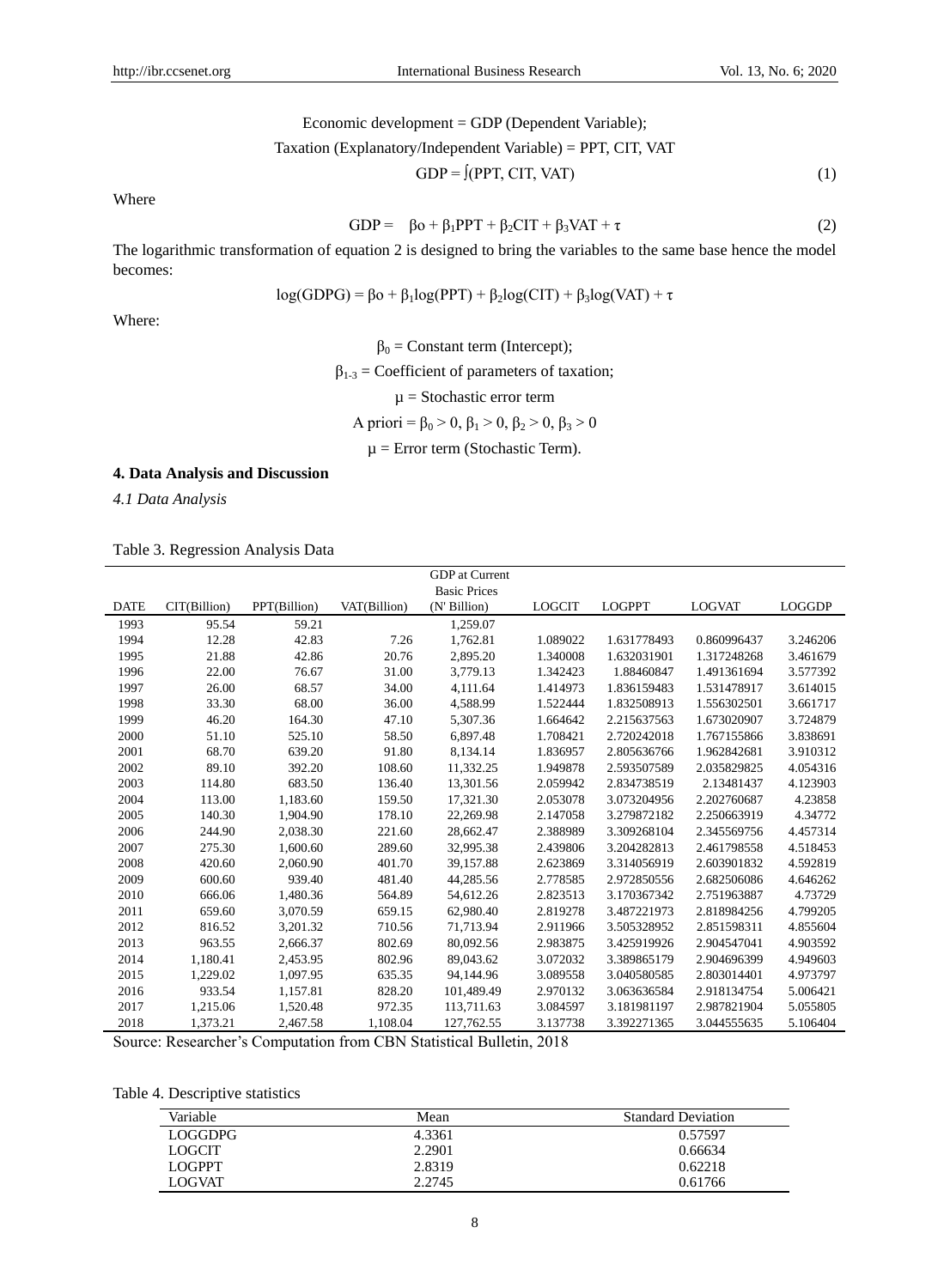$$\text{Economic development} = \text{GDP (Dependent Variable)};$$

$$\text{Taxation (Explanatory/Independent Variable)} = \text{PPT, CIT, VAT}$$

$$\text{GDP} = \int(\text{PPT, CIT, VAT}) \tag{1}$$

Where

$$\text{GDP} = \beta o + \beta_1 \text{PPT} + \beta_2 \text{CIT} + \beta_3 \text{VAT} + \tau \tag{2}$$

The logarithmic transformation of equation 2 is designed to bring the variables to the same base hence the model becomes:

$$\log(\text{GDPG}) = \beta o + \beta_1 \log(\text{PPT}) + \beta_2 \log(\text{CIT}) + \beta_3 \log(\text{VAT}) + \tau$$

Where:

$\beta_0$ = Constant term (Intercept);

$\beta_{1\text{-}3}$ = Coefficient of parameters of taxation;

$\mu$ = Stochastic error term

A priori = $\beta_0 > 0$, $\beta_1 > 0$, $\beta_2 > 0$, $\beta_3 > 0$

$\mu$ = Error term (Stochastic Term).

## 4. Data Analysis and Discussion

*4.1 Data Analysis*

Table 3. Regression Analysis Data

| DATE | CIT(Billion) | PPT(Billion) | VAT(Billion) | GDP at Current Basic Prices (N' Billion) | LOGCIT | LOGPPT | LOGVAT | LOGGDP |
|---|---|---|---|---|---|---|---|---|
| 1993 | 95.54 | 59.21 | | 1,259.07 | | | | |
| 1994 | 12.28 | 42.83 | 7.26 | 1,762.81 | 1.089022 | 1.631778493 | 0.860996437 | 3.246206 |
| 1995 | 21.88 | 42.86 | 20.76 | 2,895.20 | 1.340008 | 1.632031901 | 1.317248268 | 3.461679 |
| 1996 | 22.00 | 76.67 | 31.00 | 3,779.13 | 1.342423 | 1.88460847 | 1.491361694 | 3.577392 |
| 1997 | 26.00 | 68.57 | 34.00 | 4,111.64 | 1.414973 | 1.836159483 | 1.531478917 | 3.614015 |
| 1998 | 33.30 | 68.00 | 36.00 | 4,588.99 | 1.522444 | 1.832508913 | 1.556302501 | 3.661717 |
| 1999 | 46.20 | 164.30 | 47.10 | 5,307.36 | 1.664642 | 2.215637563 | 1.673020907 | 3.724879 |
| 2000 | 51.10 | 525.10 | 58.50 | 6,897.48 | 1.708421 | 2.720242018 | 1.767155866 | 3.838691 |
| 2001 | 68.70 | 639.20 | 91.80 | 8,134.14 | 1.836957 | 2.805636766 | 1.962842681 | 3.910312 |
| 2002 | 89.10 | 392.20 | 108.60 | 11,332.25 | 1.949878 | 2.593507589 | 2.035829825 | 4.054316 |
| 2003 | 114.80 | 683.50 | 136.40 | 13,301.56 | 2.059942 | 2.834738519 | 2.13481437 | 4.123903 |
| 2004 | 113.00 | 1,183.60 | 159.50 | 17,321.30 | 2.053078 | 3.073204956 | 2.202760687 | 4.23858 |
| 2005 | 140.30 | 1,904.90 | 178.10 | 22,269.98 | 2.147058 | 3.279872182 | 2.250663919 | 4.34772 |
| 2006 | 244.90 | 2,038.30 | 221.60 | 28,662.47 | 2.388989 | 3.309268104 | 2.345569756 | 4.457314 |
| 2007 | 275.30 | 1,600.60 | 289.60 | 32,995.38 | 2.439806 | 3.204282813 | 2.461798558 | 4.518453 |
| 2008 | 420.60 | 2,060.90 | 401.70 | 39,157.88 | 2.623869 | 3.314056919 | 2.603901832 | 4.592819 |
| 2009 | 600.60 | 939.40 | 481.40 | 44,285.56 | 2.778585 | 2.972850556 | 2.682506086 | 4.646262 |
| 2010 | 666.06 | 1,480.36 | 564.89 | 54,612.26 | 2.823513 | 3.170367342 | 2.751963887 | 4.73729 |
| 2011 | 659.60 | 3,070.59 | 659.15 | 62,980.40 | 2.819278 | 3.487221973 | 2.818984256 | 4.799205 |
| 2012 | 816.52 | 3,201.32 | 710.56 | 71,713.94 | 2.911966 | 3.505328952 | 2.851598311 | 4.855604 |
| 2013 | 963.55 | 2,666.37 | 802.69 | 80,092.56 | 2.983875 | 3.425919926 | 2.904547041 | 4.903592 |
| 2014 | 1,180.41 | 2,453.95 | 802.96 | 89,043.62 | 3.072032 | 3.389865179 | 2.904696399 | 4.949603 |
| 2015 | 1,229.02 | 1,097.95 | 635.35 | 94,144.96 | 3.089558 | 3.040580585 | 2.803014401 | 4.973797 |
| 2016 | 933.54 | 1,157.81 | 828.20 | 101,489.49 | 2.970132 | 3.063636584 | 2.918134754 | 5.006421 |
| 2017 | 1,215.06 | 1,520.48 | 972.35 | 113,711.63 | 3.084597 | 3.181981197 | 2.987821904 | 5.055805 |
| 2018 | 1,373.21 | 2,467.58 | 1,108.04 | 127,762.55 | 3.137738 | 3.392271365 | 3.044555635 | 5.106404 |

Source: Researcher's Computation from CBN Statistical Bulletin, 2018

Table 4. Descriptive statistics

| Variable | Mean | Standard Deviation |
|---|---|---|
| LOGGDPG | 4.3361 | 0.57597 |
| LOGCIT | 2.2901 | 0.66634 |
| LOGPPT | 2.8319 | 0.62218 |
| LOGVAT | 2.2745 | 0.61766 |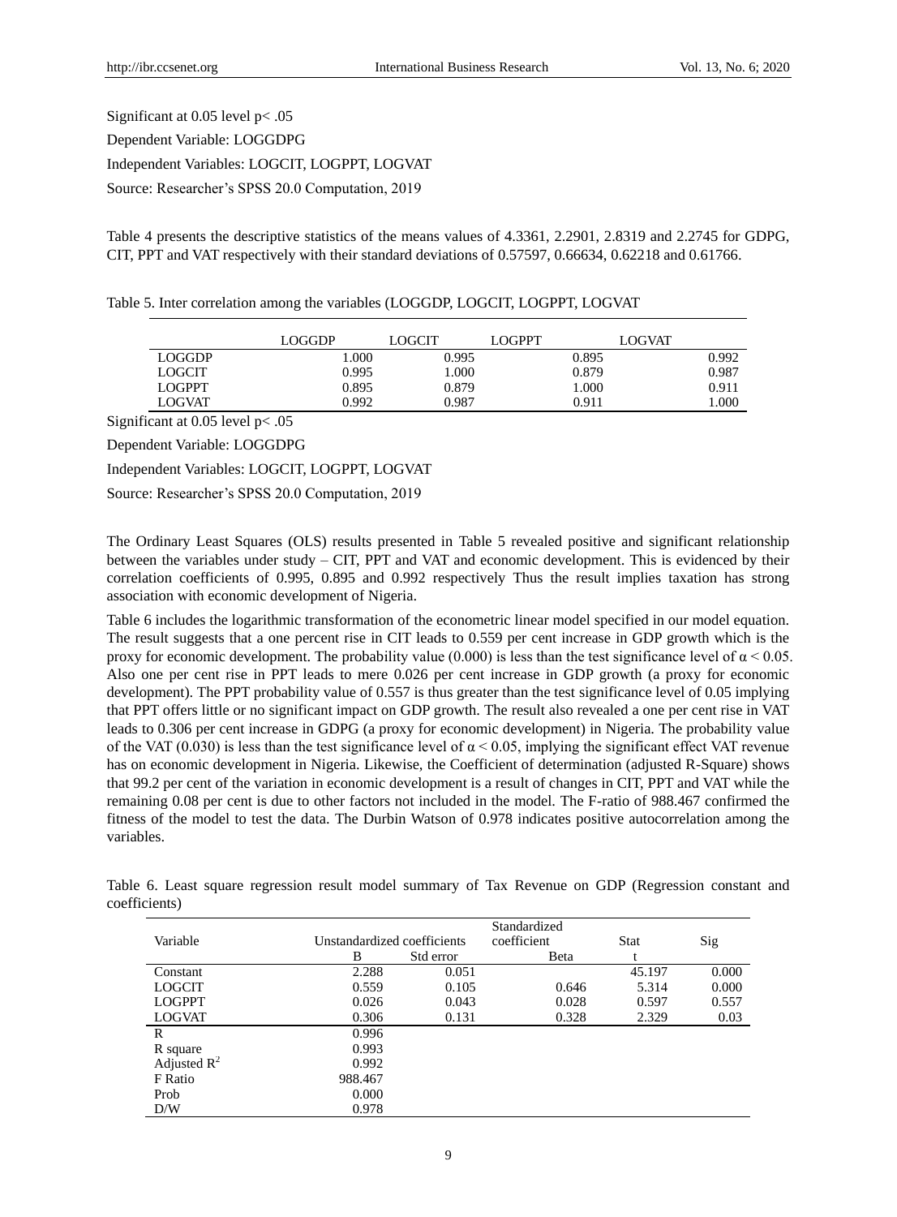Significant at 0.05 level $p < .05$

Dependent Variable: LOGGDPG

Independent Variables: LOGCIT, LOGPPT, LOGVAT

Source: Researcher's SPSS 20.0 Computation, 2019

Table 4 presents the descriptive statistics of the means values of 4.3361, 2.2901, 2.8319 and 2.2745 for GDPG, CIT, PPT and VAT respectively with their standard deviations of 0.57597, 0.66634, 0.62218 and 0.61766.

Table 5. Inter correlation among the variables (LOGGDP, LOGCIT, LOGPPT, LOGVAT

| | LOGGDP | LOGCIT | LOGPPT | LOGVAT |
|---|---|---|---|---|
| LOGGDP | 1.000 | 0.995 | 0.895 | 0.992 |
| LOGCIT | 0.995 | 1.000 | 0.879 | 0.987 |
| LOGPPT | 0.895 | 0.879 | 1.000 | 0.911 |
| LOGVAT | 0.992 | 0.987 | 0.911 | 1.000 |

Significant at 0.05 level $p < .05$

Dependent Variable: LOGGDPG

Independent Variables: LOGCIT, LOGPPT, LOGVAT

Source: Researcher's SPSS 20.0 Computation, 2019

The Ordinary Least Squares (OLS) results presented in Table 5 revealed positive and significant relationship between the variables under study – CIT, PPT and VAT and economic development. This is evidenced by their correlation coefficients of 0.995, 0.895 and 0.992 respectively Thus the result implies taxation has strong association with economic development of Nigeria.

Table 6 includes the logarithmic transformation of the econometric linear model specified in our model equation. The result suggests that a one percent rise in CIT leads to 0.559 per cent increase in GDP growth which is the proxy for economic development. The probability value (0.000) is less than the test significance level of $\alpha < 0.05$. Also one per cent rise in PPT leads to mere 0.026 per cent increase in GDP growth (a proxy for economic development). The PPT probability value of 0.557 is thus greater than the test significance level of 0.05 implying that PPT offers little or no significant impact on GDP growth. The result also revealed a one per cent rise in VAT leads to 0.306 per cent increase in GDPG (a proxy for economic development) in Nigeria. The probability value of the VAT (0.030) is less than the test significance level of $\alpha < 0.05$, implying the significant effect VAT revenue has on economic development in Nigeria. Likewise, the Coefficient of determination (adjusted R-Square) shows that 99.2 per cent of the variation in economic development is a result of changes in CIT, PPT and VAT while the remaining 0.08 per cent is due to other factors not included in the model. The F-ratio of 988.467 confirmed the fitness of the model to test the data. The Durbin Watson of 0.978 indicates positive autocorrelation among the variables.

Table 6. Least square regression result model summary of Tax Revenue on GDP (Regression constant and coefficients)

| Variable | Unstandardized coefficients | | Standardized coefficient | Stat | Sig |
|---|---|---|---|---|---|
| | B | Std error | Beta | t | |
| Constant | 2.288 | 0.051 | | 45.197 | 0.000 |
| LOGCIT | 0.559 | 0.105 | 0.646 | 5.314 | 0.000 |
| LOGPPT | 0.026 | 0.043 | 0.028 | 0.597 | 0.557 |
| LOGVAT | 0.306 | 0.131 | 0.328 | 2.329 | 0.03 |
| R | 0.996 | | | | |
| R square | 0.993 | | | | |
| Adjusted $R^2$ | 0.992 | | | | |
| F Ratio | 988.467 | | | | |
| Prob | 0.000 | | | | |
| D/W | 0.978 | | | | |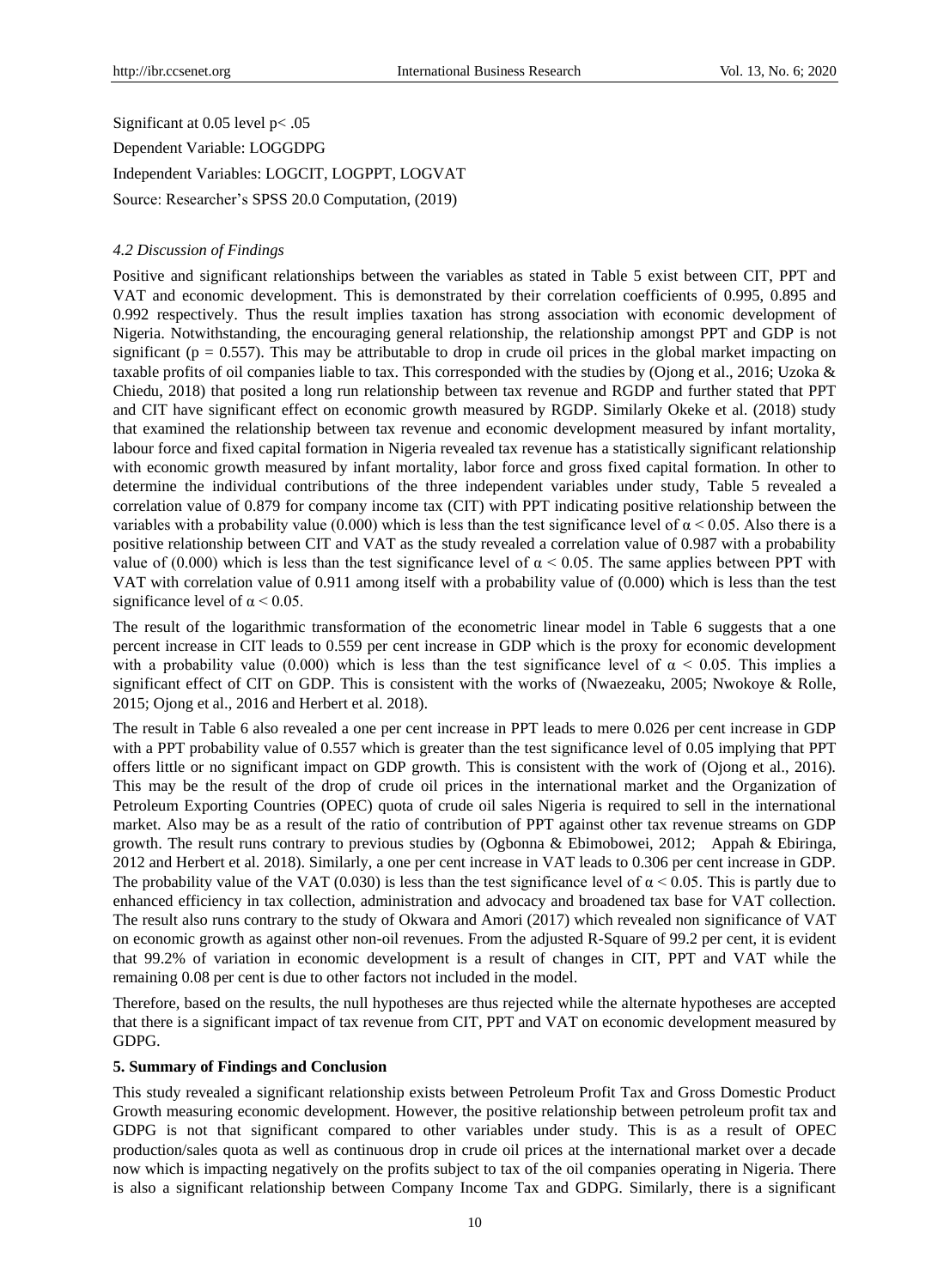Significant at 0.05 level $p < .05$

Dependent Variable: LOGGDPG

Independent Variables: LOGCIT, LOGPPT, LOGVAT

Source: Researcher's SPSS 20.0 Computation, (2019)

### *4.2 Discussion of Findings*

Positive and significant relationships between the variables as stated in Table 5 exist between CIT, PPT and VAT and economic development. This is demonstrated by their correlation coefficients of 0.995, 0.895 and 0.992 respectively. Thus the result implies taxation has strong association with economic development of Nigeria. Notwithstanding, the encouraging general relationship, the relationship amongst PPT and GDP is not significant ($p = 0.557$). This may be attributable to drop in crude oil prices in the global market impacting on taxable profits of oil companies liable to tax. This corresponded with the studies by (Ojong et al., 2016; Uzoka & Chiedu, 2018) that posited a long run relationship between tax revenue and RGDP and further stated that PPT and CIT have significant effect on economic growth measured by RGDP. Similarly Okeke et al. (2018) study that examined the relationship between tax revenue and economic development measured by infant mortality, labour force and fixed capital formation in Nigeria revealed tax revenue has a statistically significant relationship with economic growth measured by infant mortality, labor force and gross fixed capital formation. In other to determine the individual contributions of the three independent variables under study, Table 5 revealed a correlation value of 0.879 for company income tax (CIT) with PPT indicating positive relationship between the variables with a probability value (0.000) which is less than the test significance level of $\alpha < 0.05$. Also there is a positive relationship between CIT and VAT as the study revealed a correlation value of 0.987 with a probability value of (0.000) which is less than the test significance level of $\alpha < 0.05$. The same applies between PPT with VAT with correlation value of 0.911 among itself with a probability value of (0.000) which is less than the test significance level of $\alpha < 0.05$.

The result of the logarithmic transformation of the econometric linear model in Table 6 suggests that a one percent increase in CIT leads to 0.559 per cent increase in GDP which is the proxy for economic development with a probability value (0.000) which is less than the test significance level of $\alpha < 0.05$. This implies a significant effect of CIT on GDP. This is consistent with the works of (Nwaezeaku, 2005; Nwokoye & Rolle, 2015; Ojong et al., 2016 and Herbert et al. 2018).

The result in Table 6 also revealed a one per cent increase in PPT leads to mere 0.026 per cent increase in GDP with a PPT probability value of 0.557 which is greater than the test significance level of 0.05 implying that PPT offers little or no significant impact on GDP growth. This is consistent with the work of (Ojong et al., 2016). This may be the result of the drop of crude oil prices in the international market and the Organization of Petroleum Exporting Countries (OPEC) quota of crude oil sales Nigeria is required to sell in the international market. Also may be as a result of the ratio of contribution of PPT against other tax revenue streams on GDP growth. The result runs contrary to previous studies by (Ogbonna & Ebimobowei, 2012; Appah & Ebiringa, 2012 and Herbert et al. 2018). Similarly, a one per cent increase in VAT leads to 0.306 per cent increase in GDP. The probability value of the VAT (0.030) is less than the test significance level of $\alpha < 0.05$. This is partly due to enhanced efficiency in tax collection, administration and advocacy and broadened tax base for VAT collection. The result also runs contrary to the study of Okwara and Amori (2017) which revealed non significance of VAT on economic growth as against other non-oil revenues. From the adjusted R-Square of 99.2 per cent, it is evident that 99.2% of variation in economic development is a result of changes in CIT, PPT and VAT while the remaining 0.08 per cent is due to other factors not included in the model.

Therefore, based on the results, the null hypotheses are thus rejected while the alternate hypotheses are accepted that there is a significant impact of tax revenue from CIT, PPT and VAT on economic development measured by GDPG.

## 5. Summary of Findings and Conclusion

This study revealed a significant relationship exists between Petroleum Profit Tax and Gross Domestic Product Growth measuring economic development. However, the positive relationship between petroleum profit tax and GDPG is not that significant compared to other variables under study. This is as a result of OPEC production/sales quota as well as continuous drop in crude oil prices at the international market over a decade now which is impacting negatively on the profits subject to tax of the oil companies operating in Nigeria. There is also a significant relationship between Company Income Tax and GDPG. Similarly, there is a significant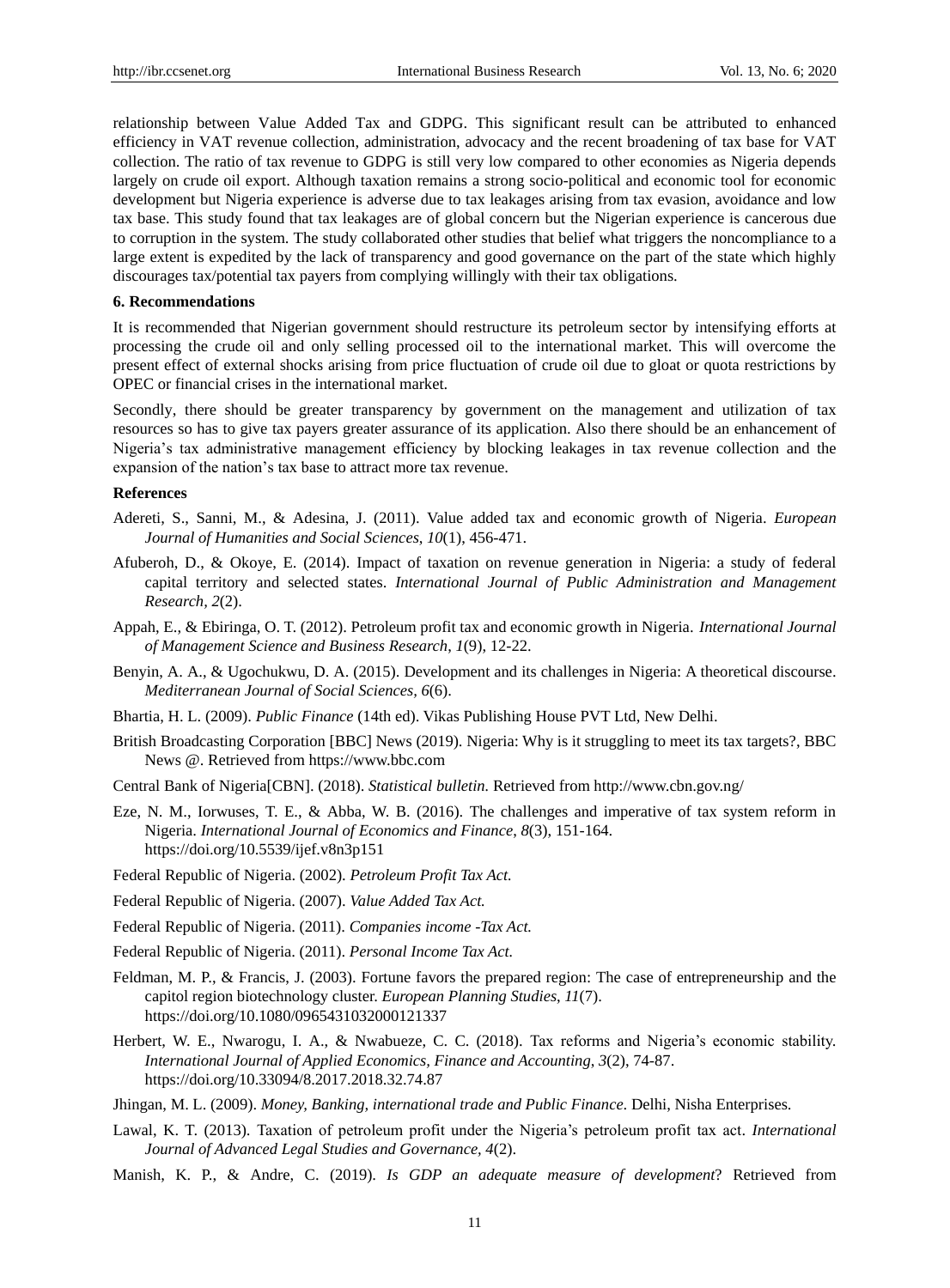relationship between Value Added Tax and GDPG. This significant result can be attributed to enhanced efficiency in VAT revenue collection, administration, advocacy and the recent broadening of tax base for VAT collection. The ratio of tax revenue to GDPG is still very low compared to other economies as Nigeria depends largely on crude oil export. Although taxation remains a strong socio-political and economic tool for economic development but Nigeria experience is adverse due to tax leakages arising from tax evasion, avoidance and low tax base. This study found that tax leakages are of global concern but the Nigerian experience is cancerous due to corruption in the system. The study collaborated other studies that belief what triggers the noncompliance to a large extent is expedited by the lack of transparency and good governance on the part of the state which highly discourages tax/potential tax payers from complying willingly with their tax obligations.

## 6. Recommendations

It is recommended that Nigerian government should restructure its petroleum sector by intensifying efforts at processing the crude oil and only selling processed oil to the international market. This will overcome the present effect of external shocks arising from price fluctuation of crude oil due to gloat or quota restrictions by OPEC or financial crises in the international market.

Secondly, there should be greater transparency by government on the management and utilization of tax resources so has to give tax payers greater assurance of its application. Also there should be an enhancement of Nigeria's tax administrative management efficiency by blocking leakages in tax revenue collection and the expansion of the nation's tax base to attract more tax revenue.

## References

Adereti, S., Sanni, M., & Adesina, J. (2011). Value added tax and economic growth of Nigeria. *European Journal of Humanities and Social Sciences*, *10*(1), 456-471.

Afuberoh, D., & Okoye, E. (2014). Impact of taxation on revenue generation in Nigeria: a study of federal capital territory and selected states. *International Journal of Public Administration and Management Research*, *2*(2).

Appah, E., & Ebiringa, O. T. (2012). Petroleum profit tax and economic growth in Nigeria. *International Journal of Management Science and Business Research*, *1*(9), 12-22.

Benyin, A. A., & Ugochukwu, D. A. (2015). Development and its challenges in Nigeria: A theoretical discourse. *Mediterranean Journal of Social Sciences, 6*(6).

Bhartia, H. L. (2009). *Public Finance* (14th ed). Vikas Publishing House PVT Ltd, New Delhi.

British Broadcasting Corporation [BBC] News (2019). Nigeria: Why is it struggling to meet its tax targets?, BBC News @. Retrieved from https://www.bbc.com

Central Bank of Nigeria[CBN]. (2018). *Statistical bulletin.* Retrieved from http://www.cbn.gov.ng/

Eze, N. M., Iorwuses, T. E., & Abba, W. B. (2016). The challenges and imperative of tax system reform in Nigeria. *International Journal of Economics and Finance*, *8*(3), 151-164. https://doi.org/10.5539/ijef.v8n3p151

Federal Republic of Nigeria. (2002). *Petroleum Profit Tax Act.*

Federal Republic of Nigeria. (2007). *Value Added Tax Act.*

Federal Republic of Nigeria. (2011). *Companies income -Tax Act.*

Federal Republic of Nigeria. (2011). *Personal Income Tax Act.*

Feldman, M. P., & Francis, J. (2003). Fortune favors the prepared region: The case of entrepreneurship and the capitol region biotechnology cluster. *European Planning Studies*, *11*(7). https://doi.org/10.1080/0965431032000121337

Herbert, W. E., Nwarogu, I. A., & Nwabueze, C. C. (2018). Tax reforms and Nigeria's economic stability. *International Journal of Applied Economics, Finance and Accounting, 3*(2), 74-87. https://doi.org/10.33094/8.2017.2018.32.74.87

Jhingan, M. L. (2009). *Money, Banking, international trade and Public Finance*. Delhi, Nisha Enterprises.

Lawal, K. T. (2013). Taxation of petroleum profit under the Nigeria's petroleum profit tax act. *International Journal of Advanced Legal Studies and Governance*, *4*(2).

Manish, K. P., & Andre, C. (2019). *Is GDP an adequate measure of development*? Retrieved from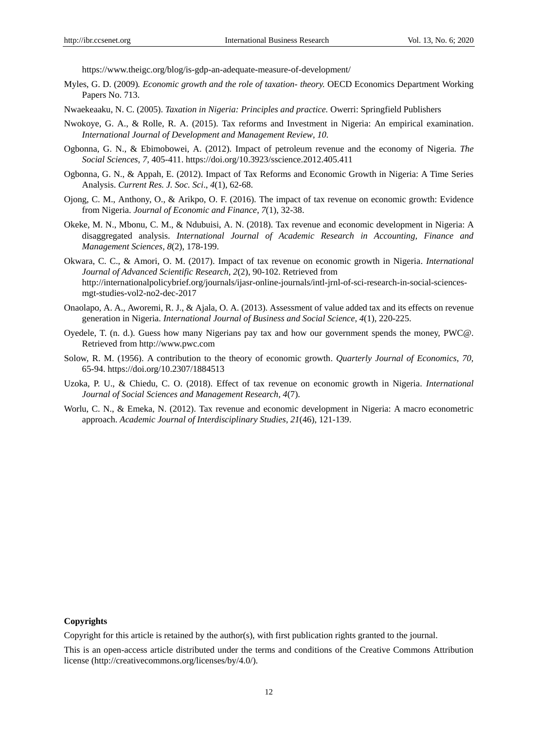https://www.theigc.org/blog/is-gdp-an-adequate-measure-of-development/

Myles, G. D. (2009). *Economic growth and the role of taxation- theory.* OECD Economics Department Working Papers No. 713.

Nwaekeaaku, N. C. (2005). *Taxation in Nigeria: Principles and practice.* Owerri: Springfield Publishers

Nwokoye, G. A., & Rolle, R. A. (2015). Tax reforms and Investment in Nigeria: An empirical examination. *International Journal of Development and Management Review, 10.*

Ogbonna, G. N., & Ebimobowei, A. (2012). Impact of petroleum revenue and the economy of Nigeria. *The Social Sciences, 7,* 405-411. https://doi.org/10.3923/sscience.2012.405.411

Ogbonna, G. N., & Appah, E. (2012). Impact of Tax Reforms and Economic Growth in Nigeria: A Time Series Analysis. *Current Res. J. Soc. Sci*., *4*(1), 62-68.

Ojong, C. M., Anthony, O., & Arikpo, O. F. (2016). The impact of tax revenue on economic growth: Evidence from Nigeria. *Journal of Economic and Finance, 7*(1), 32-38.

Okeke, M. N., Mbonu, C. M., & Ndubuisi, A. N. (2018). Tax revenue and economic development in Nigeria: A disaggregated analysis. *International Journal of Academic Research in Accounting, Finance and Management Sciences, 8*(2), 178-199.

Okwara, C. C., & Amori, O. M. (2017). Impact of tax revenue on economic growth in Nigeria. *International Journal of Advanced Scientific Research, 2*(2), 90-102. Retrieved from http://internationalpolicybrief.org/journals/ijasr-online-journals/intl-jrnl-of-sci-research-in-social-sciences-mgt-studies-vol2-no2-dec-2017

Onaolapo, A. A., Aworemi, R. J., & Ajala, O. A. (2013). Assessment of value added tax and its effects on revenue generation in Nigeria. *International Journal of Business and Social Science, 4*(1), 220-225.

Oyedele, T. (n. d.). Guess how many Nigerians pay tax and how our government spends the money, PWC@. Retrieved from http://www.pwc.com

Solow, R. M. (1956). A contribution to the theory of economic growth. *Quarterly Journal of Economics, 70,* 65-94. https://doi.org/10.2307/1884513

Uzoka, P. U., & Chiedu, C. O. (2018). Effect of tax revenue on economic growth in Nigeria. *International Journal of Social Sciences and Management Research, 4*(7).

Worlu, C. N., & Emeka, N. (2012). Tax revenue and economic development in Nigeria: A macro econometric approach. *Academic Journal of Interdisciplinary Studies, 21*(46), 121-139.

**Copyrights**

Copyright for this article is retained by the author(s), with first publication rights granted to the journal.

This is an open-access article distributed under the terms and conditions of the Creative Commons Attribution license (http://creativecommons.org/licenses/by/4.0/).